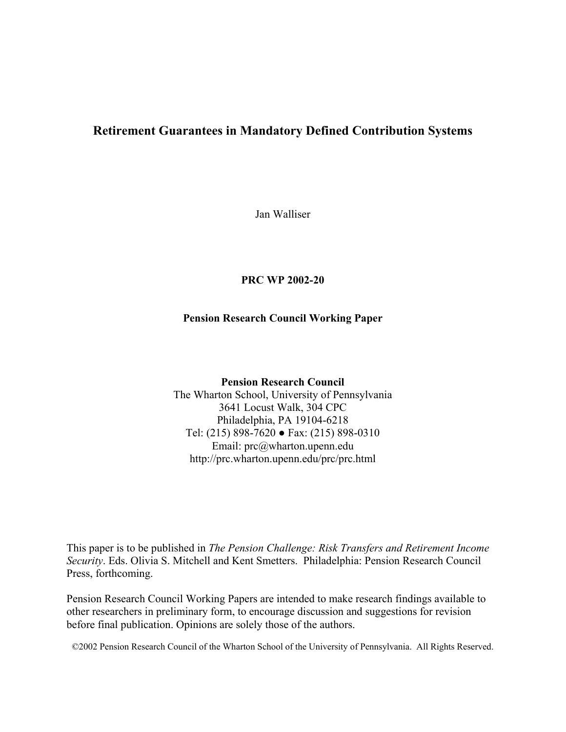# Retirement Guarantees in Mandatory Defined Contribution Systems

Jan Walliser

**PRC WP 2002-20**

**Pension Research Council Working Paper**

**Pension Research Council**
The Wharton School, University of Pennsylvania
3641 Locust Walk, 304 CPC
Philadelphia, PA 19104-6218
Tel: (215) 898-7620 ● Fax: (215) 898-0310
Email: prc@wharton.upenn.edu
http://prc.wharton.upenn.edu/prc/prc.html

This paper is to be published in *The Pension Challenge: Risk Transfers and Retirement Income Security*. Eds. Olivia S. Mitchell and Kent Smetters. Philadelphia: Pension Research Council Press, forthcoming.

Pension Research Council Working Papers are intended to make research findings available to other researchers in preliminary form, to encourage discussion and suggestions for revision before final publication. Opinions are solely those of the authors.

©2002 Pension Research Council of the Wharton School of the University of Pennsylvania. All Rights Reserved.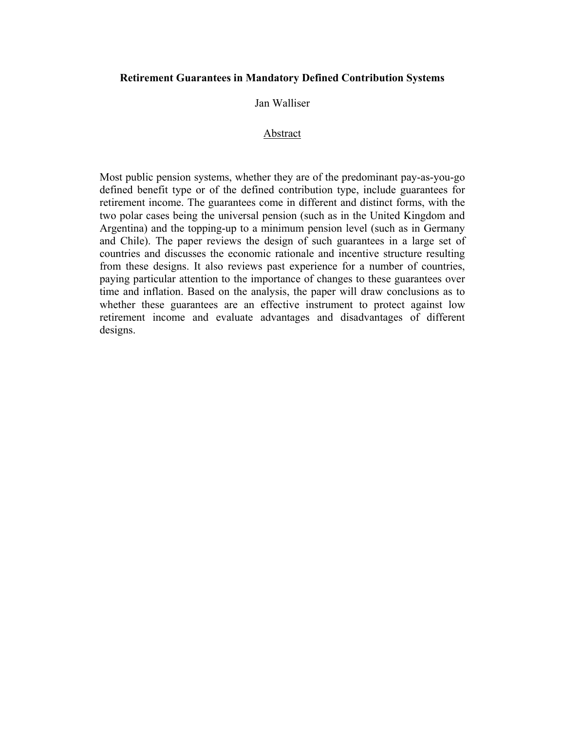**Retirement Guarantees in Mandatory Defined Contribution Systems**

Jan Walliser

Abstract

Most public pension systems, whether they are of the predominant pay-as-you-go defined benefit type or of the defined contribution type, include guarantees for retirement income. The guarantees come in different and distinct forms, with the two polar cases being the universal pension (such as in the United Kingdom and Argentina) and the topping-up to a minimum pension level (such as in Germany and Chile). The paper reviews the design of such guarantees in a large set of countries and discusses the economic rationale and incentive structure resulting from these designs. It also reviews past experience for a number of countries, paying particular attention to the importance of changes to these guarantees over time and inflation. Based on the analysis, the paper will draw conclusions as to whether these guarantees are an effective instrument to protect against low retirement income and evaluate advantages and disadvantages of different designs.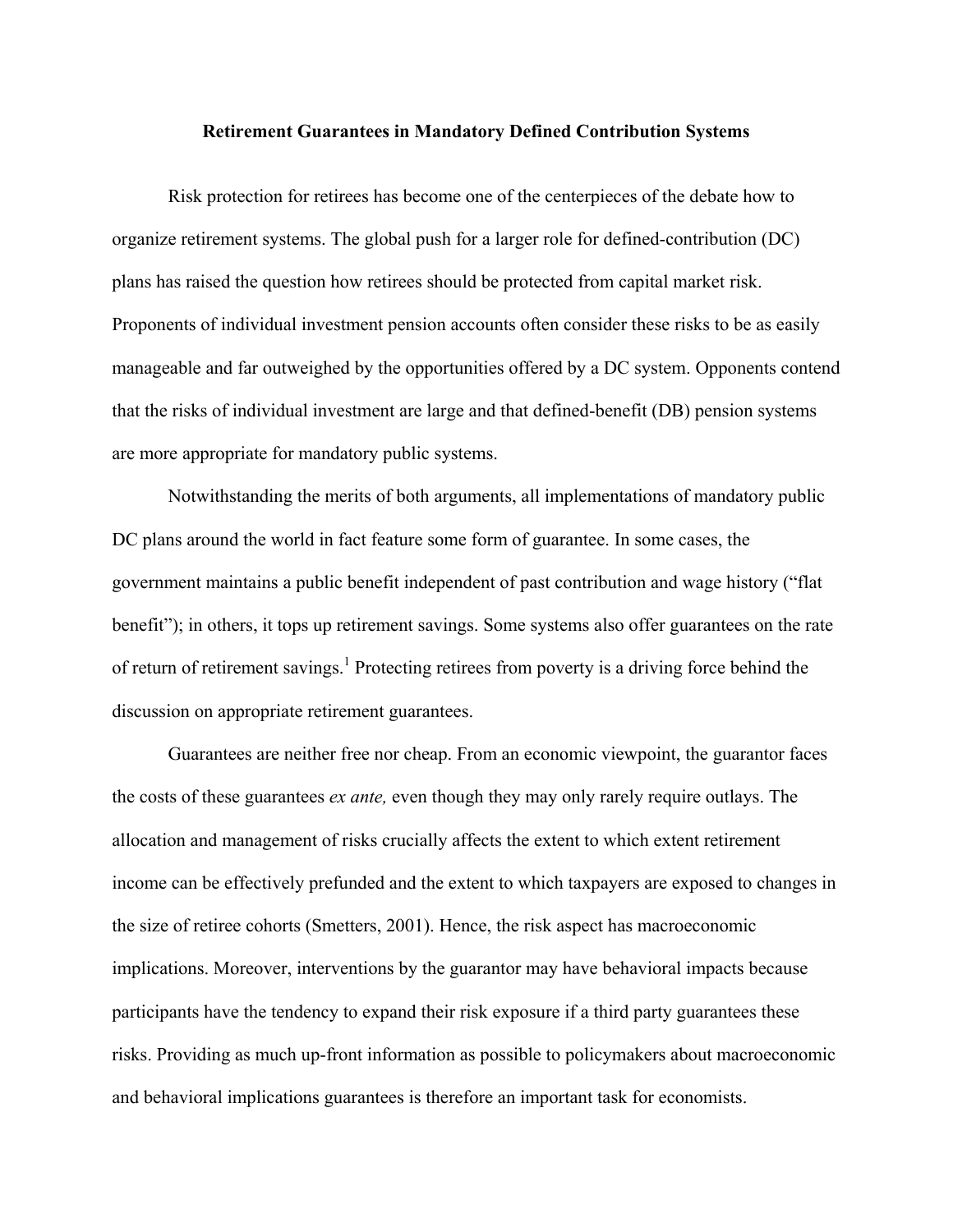**Retirement Guarantees in Mandatory Defined Contribution Systems**

Risk protection for retirees has become one of the centerpieces of the debate how to organize retirement systems. The global push for a larger role for defined-contribution (DC) plans has raised the question how retirees should be protected from capital market risk. Proponents of individual investment pension accounts often consider these risks to be as easily manageable and far outweighed by the opportunities offered by a DC system. Opponents contend that the risks of individual investment are large and that defined-benefit (DB) pension systems are more appropriate for mandatory public systems.

Notwithstanding the merits of both arguments, all implementations of mandatory public DC plans around the world in fact feature some form of guarantee. In some cases, the government maintains a public benefit independent of past contribution and wage history ("flat benefit"); in others, it tops up retirement savings. Some systems also offer guarantees on the rate of return of retirement savings.[1] Protecting retirees from poverty is a driving force behind the discussion on appropriate retirement guarantees.

Guarantees are neither free nor cheap. From an economic viewpoint, the guarantor faces the costs of these guarantees *ex ante,* even though they may only rarely require outlays. The allocation and management of risks crucially affects the extent to which extent retirement income can be effectively prefunded and the extent to which taxpayers are exposed to changes in the size of retiree cohorts (Smetters, 2001). Hence, the risk aspect has macroeconomic implications. Moreover, interventions by the guarantor may have behavioral impacts because participants have the tendency to expand their risk exposure if a third party guarantees these risks. Providing as much up-front information as possible to policymakers about macroeconomic and behavioral implications guarantees is therefore an important task for economists.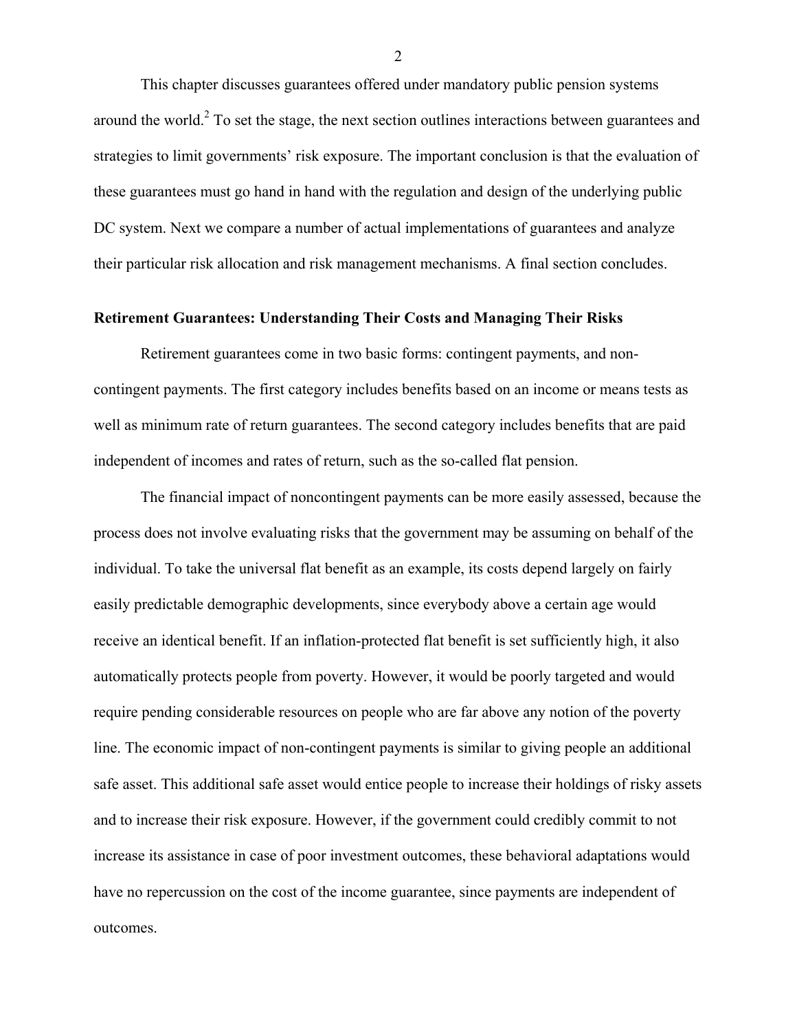This chapter discusses guarantees offered under mandatory public pension systems around the world.[2] To set the stage, the next section outlines interactions between guarantees and strategies to limit governments' risk exposure. The important conclusion is that the evaluation of these guarantees must go hand in hand with the regulation and design of the underlying public DC system. Next we compare a number of actual implementations of guarantees and analyze their particular risk allocation and risk management mechanisms. A final section concludes.

## Retirement Guarantees: Understanding Their Costs and Managing Their Risks

Retirement guarantees come in two basic forms: contingent payments, and non-contingent payments. The first category includes benefits based on an income or means tests as well as minimum rate of return guarantees. The second category includes benefits that are paid independent of incomes and rates of return, such as the so-called flat pension.

The financial impact of noncontingent payments can be more easily assessed, because the process does not involve evaluating risks that the government may be assuming on behalf of the individual. To take the universal flat benefit as an example, its costs depend largely on fairly easily predictable demographic developments, since everybody above a certain age would receive an identical benefit. If an inflation-protected flat benefit is set sufficiently high, it also automatically protects people from poverty. However, it would be poorly targeted and would require pending considerable resources on people who are far above any notion of the poverty line. The economic impact of non-contingent payments is similar to giving people an additional safe asset. This additional safe asset would entice people to increase their holdings of risky assets and to increase their risk exposure. However, if the government could credibly commit to not increase its assistance in case of poor investment outcomes, these behavioral adaptations would have no repercussion on the cost of the income guarantee, since payments are independent of outcomes.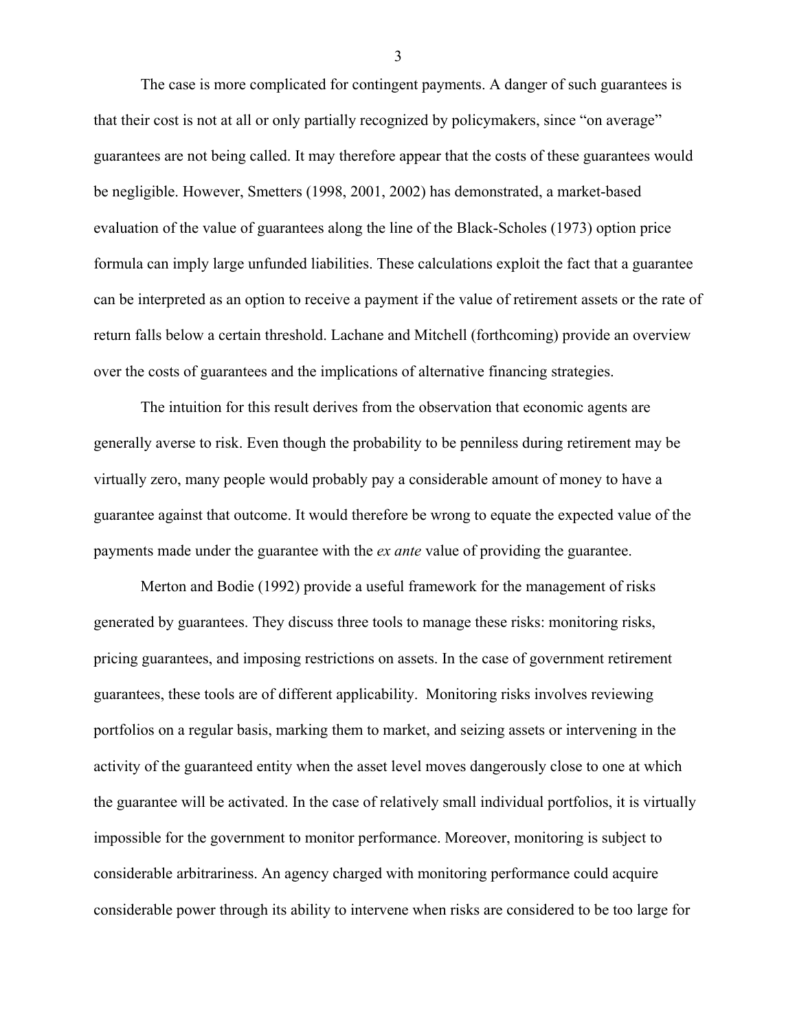The case is more complicated for contingent payments. A danger of such guarantees is that their cost is not at all or only partially recognized by policymakers, since "on average" guarantees are not being called. It may therefore appear that the costs of these guarantees would be negligible. However, Smetters (1998, 2001, 2002) has demonstrated, a market-based evaluation of the value of guarantees along the line of the Black-Scholes (1973) option price formula can imply large unfunded liabilities. These calculations exploit the fact that a guarantee can be interpreted as an option to receive a payment if the value of retirement assets or the rate of return falls below a certain threshold. Lachane and Mitchell (forthcoming) provide an overview over the costs of guarantees and the implications of alternative financing strategies.

The intuition for this result derives from the observation that economic agents are generally averse to risk. Even though the probability to be penniless during retirement may be virtually zero, many people would probably pay a considerable amount of money to have a guarantee against that outcome. It would therefore be wrong to equate the expected value of the payments made under the guarantee with the *ex ante* value of providing the guarantee.

Merton and Bodie (1992) provide a useful framework for the management of risks generated by guarantees. They discuss three tools to manage these risks: monitoring risks, pricing guarantees, and imposing restrictions on assets. In the case of government retirement guarantees, these tools are of different applicability. Monitoring risks involves reviewing portfolios on a regular basis, marking them to market, and seizing assets or intervening in the activity of the guaranteed entity when the asset level moves dangerously close to one at which the guarantee will be activated. In the case of relatively small individual portfolios, it is virtually impossible for the government to monitor performance. Moreover, monitoring is subject to considerable arbitrariness. An agency charged with monitoring performance could acquire considerable power through its ability to intervene when risks are considered to be too large for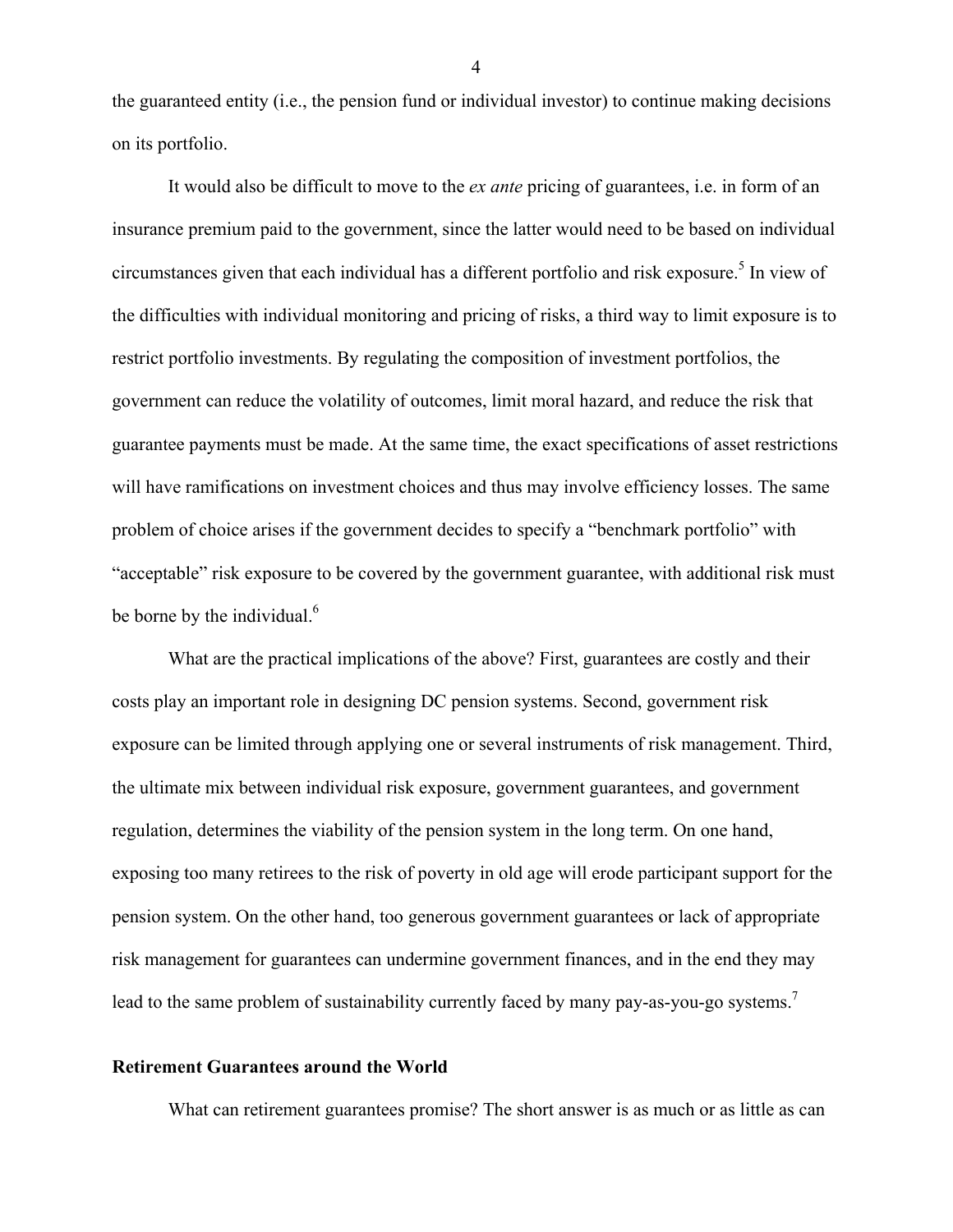the guaranteed entity (i.e., the pension fund or individual investor) to continue making decisions on its portfolio.

It would also be difficult to move to the *ex ante* pricing of guarantees, i.e. in form of an insurance premium paid to the government, since the latter would need to be based on individual circumstances given that each individual has a different portfolio and risk exposure.[5] In view of the difficulties with individual monitoring and pricing of risks, a third way to limit exposure is to restrict portfolio investments. By regulating the composition of investment portfolios, the government can reduce the volatility of outcomes, limit moral hazard, and reduce the risk that guarantee payments must be made. At the same time, the exact specifications of asset restrictions will have ramifications on investment choices and thus may involve efficiency losses. The same problem of choice arises if the government decides to specify a "benchmark portfolio" with "acceptable" risk exposure to be covered by the government guarantee, with additional risk must be borne by the individual.[6]

What are the practical implications of the above? First, guarantees are costly and their costs play an important role in designing DC pension systems. Second, government risk exposure can be limited through applying one or several instruments of risk management. Third, the ultimate mix between individual risk exposure, government guarantees, and government regulation, determines the viability of the pension system in the long term. On one hand, exposing too many retirees to the risk of poverty in old age will erode participant support for the pension system. On the other hand, too generous government guarantees or lack of appropriate risk management for guarantees can undermine government finances, and in the end they may lead to the same problem of sustainability currently faced by many pay-as-you-go systems.[7]

## Retirement Guarantees around the World

What can retirement guarantees promise? The short answer is as much or as little as can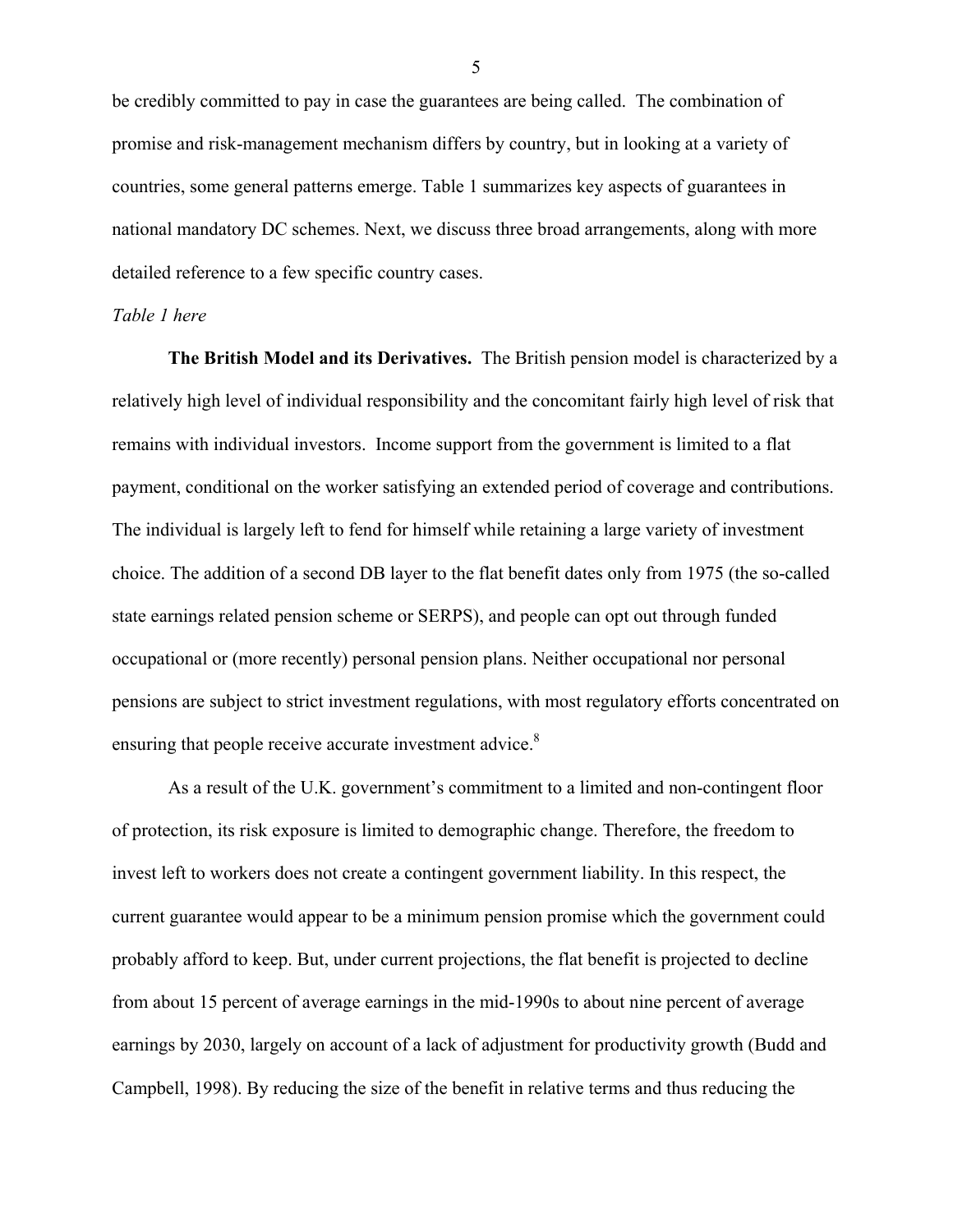be credibly committed to pay in case the guarantees are being called. The combination of promise and risk-management mechanism differs by country, but in looking at a variety of countries, some general patterns emerge. Table 1 summarizes key aspects of guarantees in national mandatory DC schemes. Next, we discuss three broad arrangements, along with more detailed reference to a few specific country cases.

*Table 1 here*

**The British Model and its Derivatives.** The British pension model is characterized by a relatively high level of individual responsibility and the concomitant fairly high level of risk that remains with individual investors. Income support from the government is limited to a flat payment, conditional on the worker satisfying an extended period of coverage and contributions. The individual is largely left to fend for himself while retaining a large variety of investment choice. The addition of a second DB layer to the flat benefit dates only from 1975 (the so-called state earnings related pension scheme or SERPS), and people can opt out through funded occupational or (more recently) personal pension plans. Neither occupational nor personal pensions are subject to strict investment regulations, with most regulatory efforts concentrated on ensuring that people receive accurate investment advice.[8]

As a result of the U.K. government's commitment to a limited and non-contingent floor of protection, its risk exposure is limited to demographic change. Therefore, the freedom to invest left to workers does not create a contingent government liability. In this respect, the current guarantee would appear to be a minimum pension promise which the government could probably afford to keep. But, under current projections, the flat benefit is projected to decline from about 15 percent of average earnings in the mid-1990s to about nine percent of average earnings by 2030, largely on account of a lack of adjustment for productivity growth (Budd and Campbell, 1998). By reducing the size of the benefit in relative terms and thus reducing the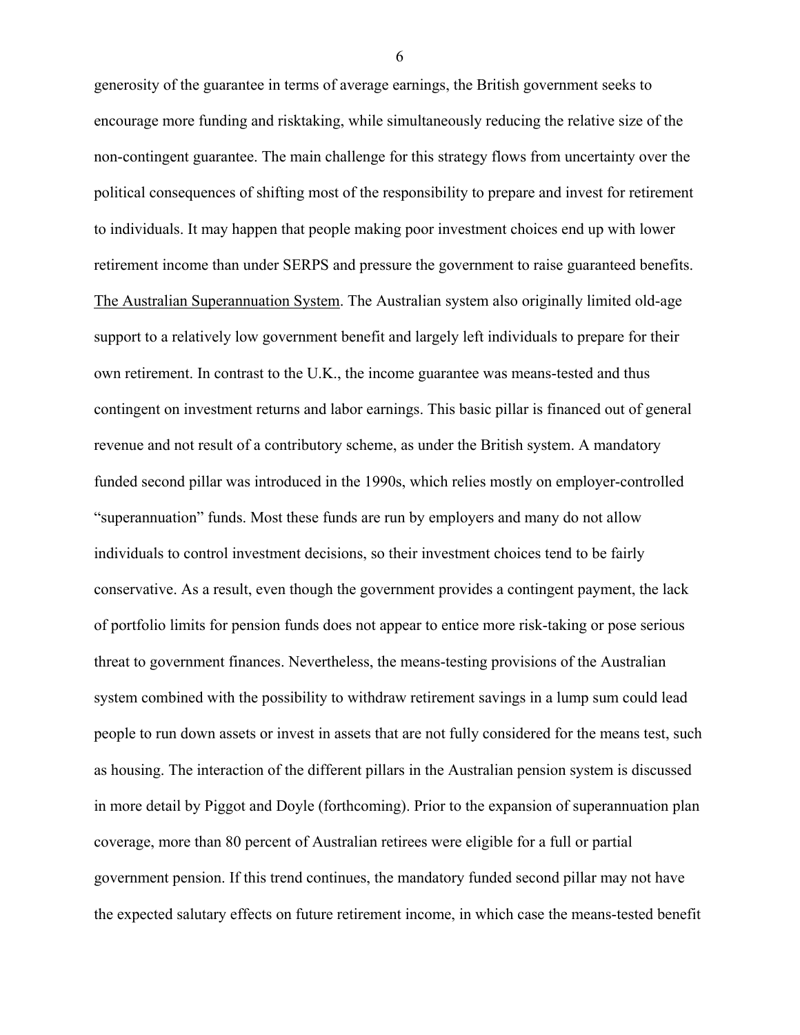generosity of the guarantee in terms of average earnings, the British government seeks to encourage more funding and risktaking, while simultaneously reducing the relative size of the non-contingent guarantee. The main challenge for this strategy flows from uncertainty over the political consequences of shifting most of the responsibility to prepare and invest for retirement to individuals. It may happen that people making poor investment choices end up with lower retirement income than under SERPS and pressure the government to raise guaranteed benefits.

The Australian Superannuation System. The Australian system also originally limited old-age support to a relatively low government benefit and largely left individuals to prepare for their own retirement. In contrast to the U.K., the income guarantee was means-tested and thus contingent on investment returns and labor earnings. This basic pillar is financed out of general revenue and not result of a contributory scheme, as under the British system. A mandatory funded second pillar was introduced in the 1990s, which relies mostly on employer-controlled "superannuation" funds. Most these funds are run by employers and many do not allow individuals to control investment decisions, so their investment choices tend to be fairly conservative. As a result, even though the government provides a contingent payment, the lack of portfolio limits for pension funds does not appear to entice more risk-taking or pose serious threat to government finances. Nevertheless, the means-testing provisions of the Australian system combined with the possibility to withdraw retirement savings in a lump sum could lead people to run down assets or invest in assets that are not fully considered for the means test, such as housing. The interaction of the different pillars in the Australian pension system is discussed in more detail by Piggot and Doyle (forthcoming). Prior to the expansion of superannuation plan coverage, more than 80 percent of Australian retirees were eligible for a full or partial government pension. If this trend continues, the mandatory funded second pillar may not have the expected salutary effects on future retirement income, in which case the means-tested benefit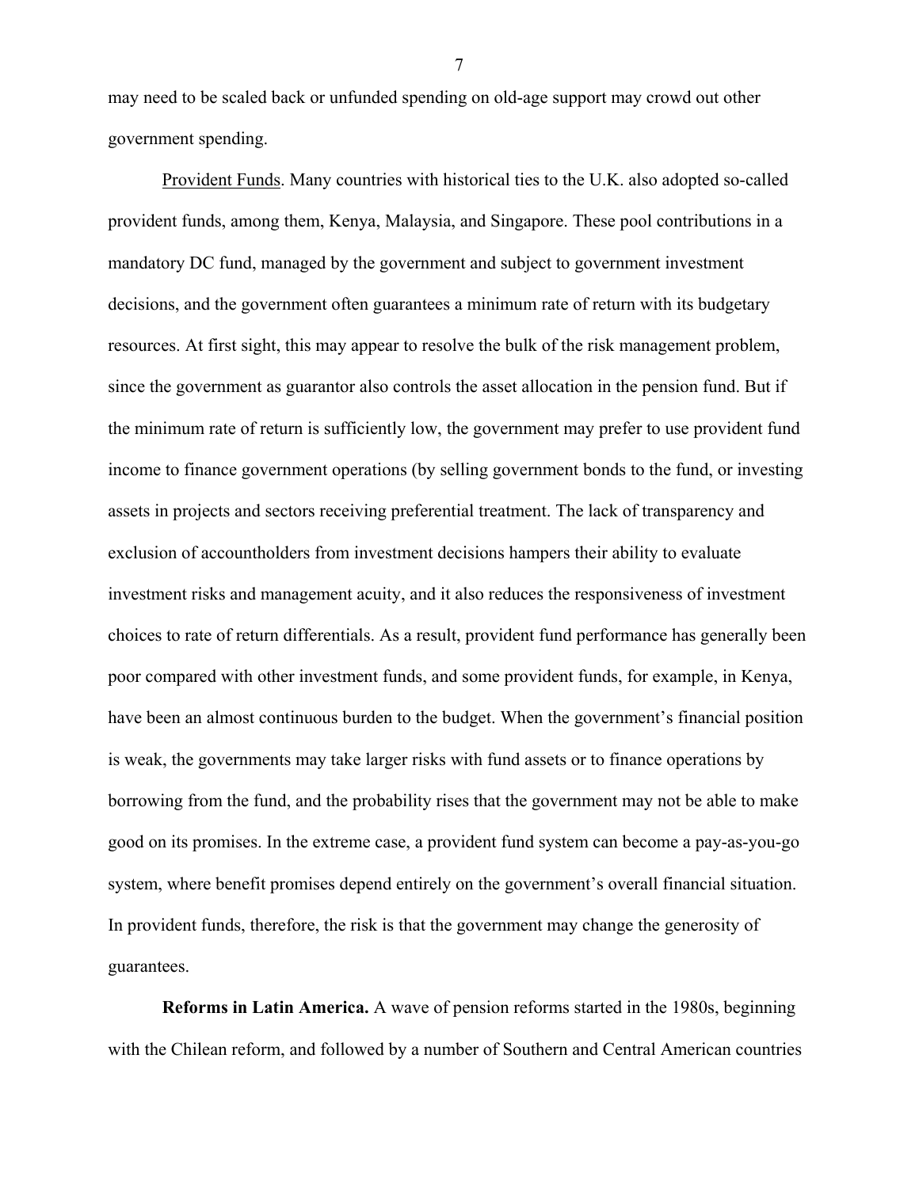may need to be scaled back or unfunded spending on old-age support may crowd out other government spending.

Provident Funds. Many countries with historical ties to the U.K. also adopted so-called provident funds, among them, Kenya, Malaysia, and Singapore. These pool contributions in a mandatory DC fund, managed by the government and subject to government investment decisions, and the government often guarantees a minimum rate of return with its budgetary resources. At first sight, this may appear to resolve the bulk of the risk management problem, since the government as guarantor also controls the asset allocation in the pension fund. But if the minimum rate of return is sufficiently low, the government may prefer to use provident fund income to finance government operations (by selling government bonds to the fund, or investing assets in projects and sectors receiving preferential treatment. The lack of transparency and exclusion of accountholders from investment decisions hampers their ability to evaluate investment risks and management acuity, and it also reduces the responsiveness of investment choices to rate of return differentials. As a result, provident fund performance has generally been poor compared with other investment funds, and some provident funds, for example, in Kenya, have been an almost continuous burden to the budget. When the government's financial position is weak, the governments may take larger risks with fund assets or to finance operations by borrowing from the fund, and the probability rises that the government may not be able to make good on its promises. In the extreme case, a provident fund system can become a pay-as-you-go system, where benefit promises depend entirely on the government's overall financial situation. In provident funds, therefore, the risk is that the government may change the generosity of guarantees.

**Reforms in Latin America.** A wave of pension reforms started in the 1980s, beginning with the Chilean reform, and followed by a number of Southern and Central American countries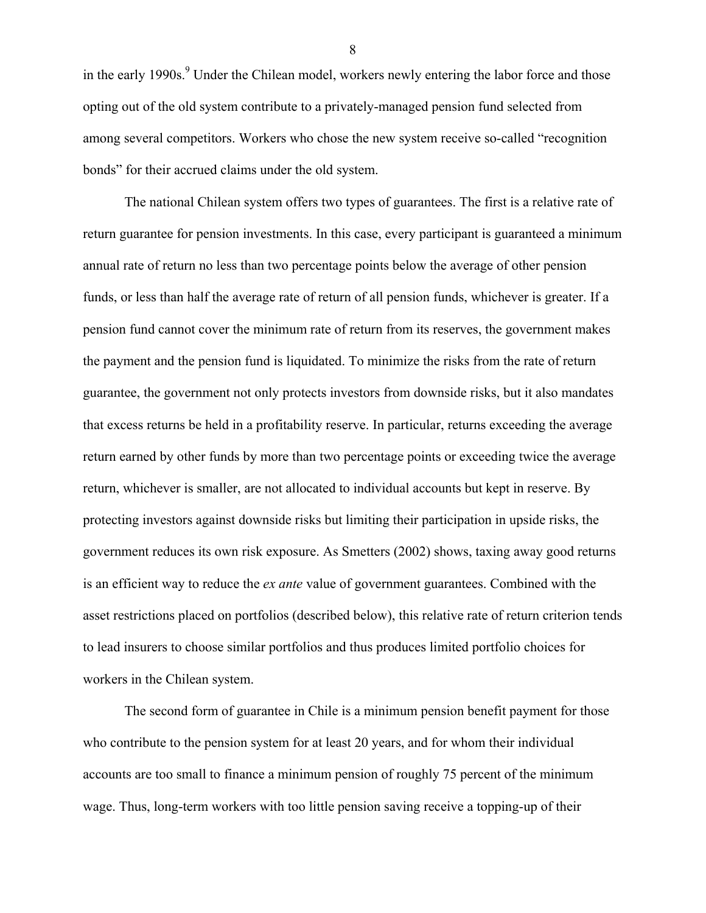in the early 1990s.[9] Under the Chilean model, workers newly entering the labor force and those opting out of the old system contribute to a privately-managed pension fund selected from among several competitors. Workers who chose the new system receive so-called "recognition bonds" for their accrued claims under the old system.

The national Chilean system offers two types of guarantees. The first is a relative rate of return guarantee for pension investments. In this case, every participant is guaranteed a minimum annual rate of return no less than two percentage points below the average of other pension funds, or less than half the average rate of return of all pension funds, whichever is greater. If a pension fund cannot cover the minimum rate of return from its reserves, the government makes the payment and the pension fund is liquidated. To minimize the risks from the rate of return guarantee, the government not only protects investors from downside risks, but it also mandates that excess returns be held in a profitability reserve. In particular, returns exceeding the average return earned by other funds by more than two percentage points or exceeding twice the average return, whichever is smaller, are not allocated to individual accounts but kept in reserve. By protecting investors against downside risks but limiting their participation in upside risks, the government reduces its own risk exposure. As Smetters (2002) shows, taxing away good returns is an efficient way to reduce the *ex ante* value of government guarantees. Combined with the asset restrictions placed on portfolios (described below), this relative rate of return criterion tends to lead insurers to choose similar portfolios and thus produces limited portfolio choices for workers in the Chilean system.

The second form of guarantee in Chile is a minimum pension benefit payment for those who contribute to the pension system for at least 20 years, and for whom their individual accounts are too small to finance a minimum pension of roughly 75 percent of the minimum wage. Thus, long-term workers with too little pension saving receive a topping-up of their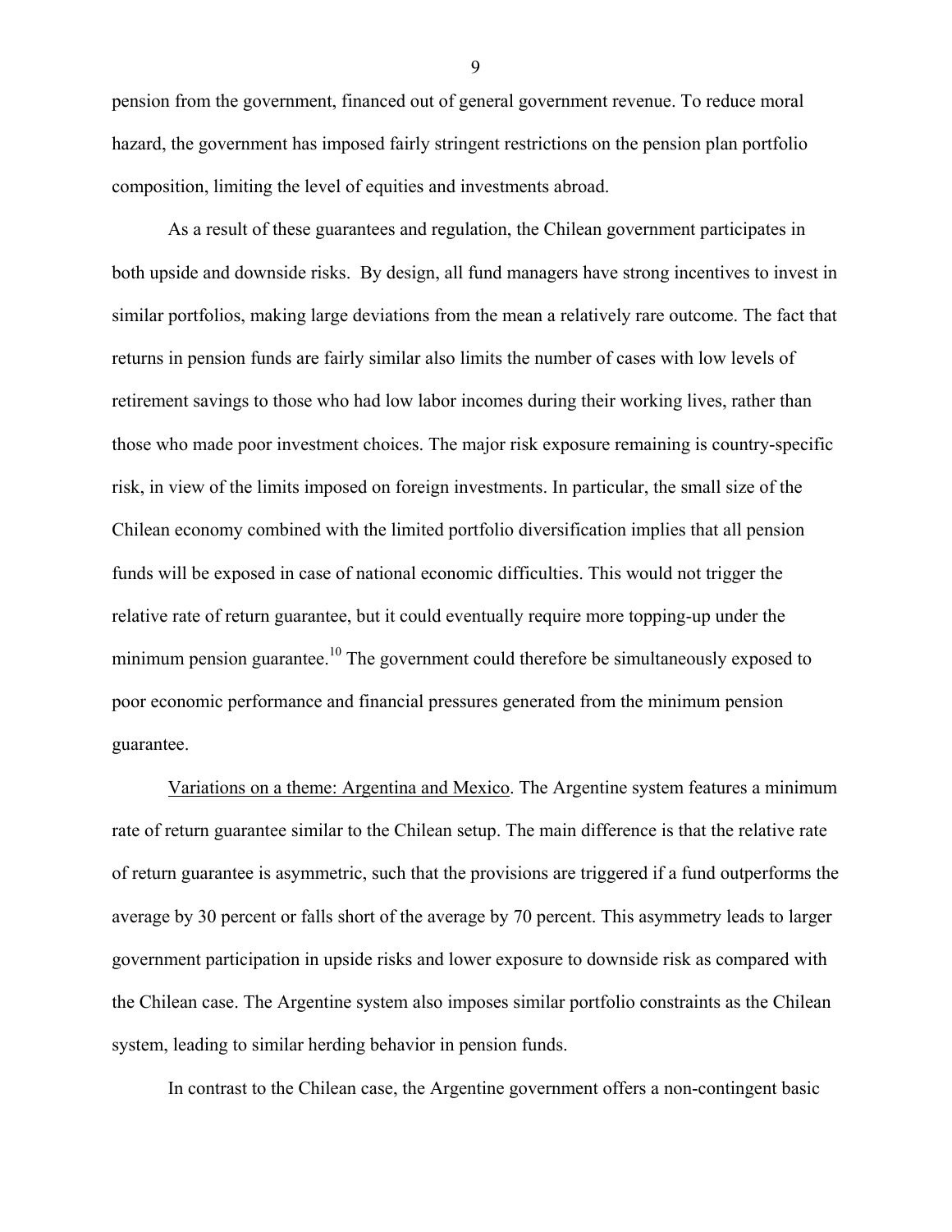pension from the government, financed out of general government revenue. To reduce moral hazard, the government has imposed fairly stringent restrictions on the pension plan portfolio composition, limiting the level of equities and investments abroad.

As a result of these guarantees and regulation, the Chilean government participates in both upside and downside risks. By design, all fund managers have strong incentives to invest in similar portfolios, making large deviations from the mean a relatively rare outcome. The fact that returns in pension funds are fairly similar also limits the number of cases with low levels of retirement savings to those who had low labor incomes during their working lives, rather than those who made poor investment choices. The major risk exposure remaining is country-specific risk, in view of the limits imposed on foreign investments. In particular, the small size of the Chilean economy combined with the limited portfolio diversification implies that all pension funds will be exposed in case of national economic difficulties. This would not trigger the relative rate of return guarantee, but it could eventually require more topping-up under the minimum pension guarantee.[10] The government could therefore be simultaneously exposed to poor economic performance and financial pressures generated from the minimum pension guarantee.

Variations on a theme: Argentina and Mexico. The Argentine system features a minimum rate of return guarantee similar to the Chilean setup. The main difference is that the relative rate of return guarantee is asymmetric, such that the provisions are triggered if a fund outperforms the average by 30 percent or falls short of the average by 70 percent. This asymmetry leads to larger government participation in upside risks and lower exposure to downside risk as compared with the Chilean case. The Argentine system also imposes similar portfolio constraints as the Chilean system, leading to similar herding behavior in pension funds.

In contrast to the Chilean case, the Argentine government offers a non-contingent basic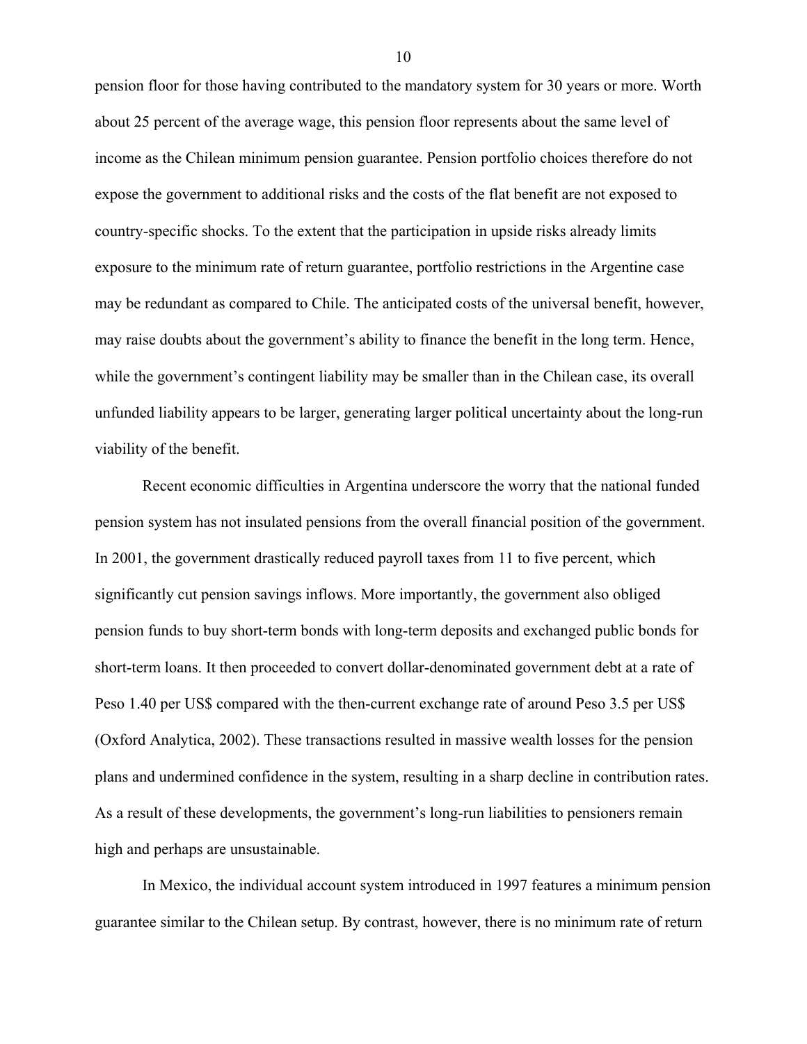pension floor for those having contributed to the mandatory system for 30 years or more. Worth about 25 percent of the average wage, this pension floor represents about the same level of income as the Chilean minimum pension guarantee. Pension portfolio choices therefore do not expose the government to additional risks and the costs of the flat benefit are not exposed to country-specific shocks. To the extent that the participation in upside risks already limits exposure to the minimum rate of return guarantee, portfolio restrictions in the Argentine case may be redundant as compared to Chile. The anticipated costs of the universal benefit, however, may raise doubts about the government's ability to finance the benefit in the long term. Hence, while the government's contingent liability may be smaller than in the Chilean case, its overall unfunded liability appears to be larger, generating larger political uncertainty about the long-run viability of the benefit.

Recent economic difficulties in Argentina underscore the worry that the national funded pension system has not insulated pensions from the overall financial position of the government. In 2001, the government drastically reduced payroll taxes from 11 to five percent, which significantly cut pension savings inflows. More importantly, the government also obliged pension funds to buy short-term bonds with long-term deposits and exchanged public bonds for short-term loans. It then proceeded to convert dollar-denominated government debt at a rate of Peso 1.40 per US$ compared with the then-current exchange rate of around Peso 3.5 per US$ (Oxford Analytica, 2002). These transactions resulted in massive wealth losses for the pension plans and undermined confidence in the system, resulting in a sharp decline in contribution rates. As a result of these developments, the government's long-run liabilities to pensioners remain high and perhaps are unsustainable.

In Mexico, the individual account system introduced in 1997 features a minimum pension guarantee similar to the Chilean setup. By contrast, however, there is no minimum rate of return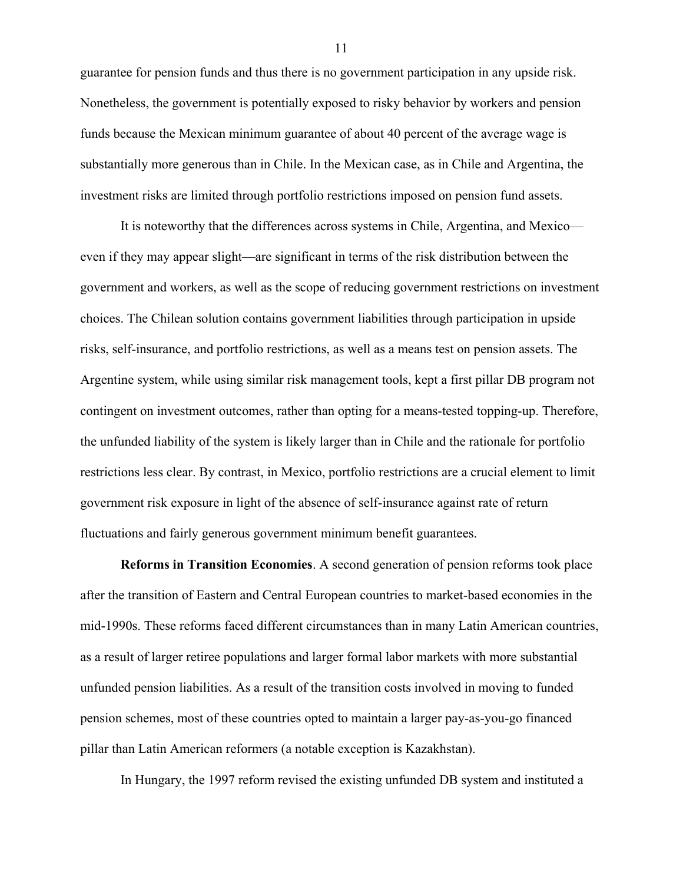guarantee for pension funds and thus there is no government participation in any upside risk. Nonetheless, the government is potentially exposed to risky behavior by workers and pension funds because the Mexican minimum guarantee of about 40 percent of the average wage is substantially more generous than in Chile. In the Mexican case, as in Chile and Argentina, the investment risks are limited through portfolio restrictions imposed on pension fund assets.

It is noteworthy that the differences across systems in Chile, Argentina, and Mexico—even if they may appear slight—are significant in terms of the risk distribution between the government and workers, as well as the scope of reducing government restrictions on investment choices. The Chilean solution contains government liabilities through participation in upside risks, self-insurance, and portfolio restrictions, as well as a means test on pension assets. The Argentine system, while using similar risk management tools, kept a first pillar DB program not contingent on investment outcomes, rather than opting for a means-tested topping-up. Therefore, the unfunded liability of the system is likely larger than in Chile and the rationale for portfolio restrictions less clear. By contrast, in Mexico, portfolio restrictions are a crucial element to limit government risk exposure in light of the absence of self-insurance against rate of return fluctuations and fairly generous government minimum benefit guarantees.

**Reforms in Transition Economies**. A second generation of pension reforms took place after the transition of Eastern and Central European countries to market-based economies in the mid-1990s. These reforms faced different circumstances than in many Latin American countries, as a result of larger retiree populations and larger formal labor markets with more substantial unfunded pension liabilities. As a result of the transition costs involved in moving to funded pension schemes, most of these countries opted to maintain a larger pay-as-you-go financed pillar than Latin American reformers (a notable exception is Kazakhstan).

In Hungary, the 1997 reform revised the existing unfunded DB system and instituted a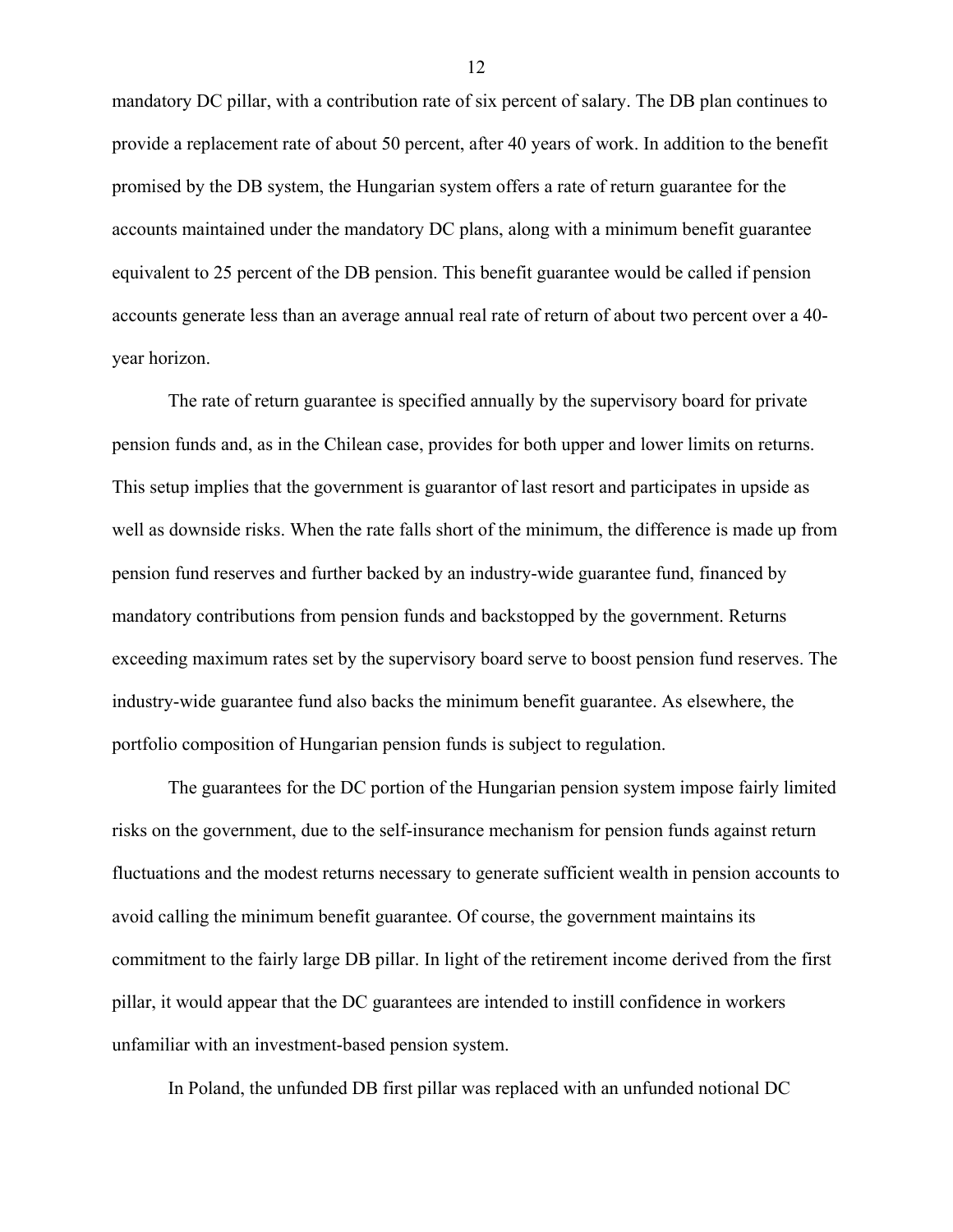mandatory DC pillar, with a contribution rate of six percent of salary. The DB plan continues to provide a replacement rate of about 50 percent, after 40 years of work. In addition to the benefit promised by the DB system, the Hungarian system offers a rate of return guarantee for the accounts maintained under the mandatory DC plans, along with a minimum benefit guarantee equivalent to 25 percent of the DB pension. This benefit guarantee would be called if pension accounts generate less than an average annual real rate of return of about two percent over a 40-year horizon.

The rate of return guarantee is specified annually by the supervisory board for private pension funds and, as in the Chilean case, provides for both upper and lower limits on returns. This setup implies that the government is guarantor of last resort and participates in upside as well as downside risks. When the rate falls short of the minimum, the difference is made up from pension fund reserves and further backed by an industry-wide guarantee fund, financed by mandatory contributions from pension funds and backstopped by the government. Returns exceeding maximum rates set by the supervisory board serve to boost pension fund reserves. The industry-wide guarantee fund also backs the minimum benefit guarantee. As elsewhere, the portfolio composition of Hungarian pension funds is subject to regulation.

The guarantees for the DC portion of the Hungarian pension system impose fairly limited risks on the government, due to the self-insurance mechanism for pension funds against return fluctuations and the modest returns necessary to generate sufficient wealth in pension accounts to avoid calling the minimum benefit guarantee. Of course, the government maintains its commitment to the fairly large DB pillar. In light of the retirement income derived from the first pillar, it would appear that the DC guarantees are intended to instill confidence in workers unfamiliar with an investment-based pension system.

In Poland, the unfunded DB first pillar was replaced with an unfunded notional DC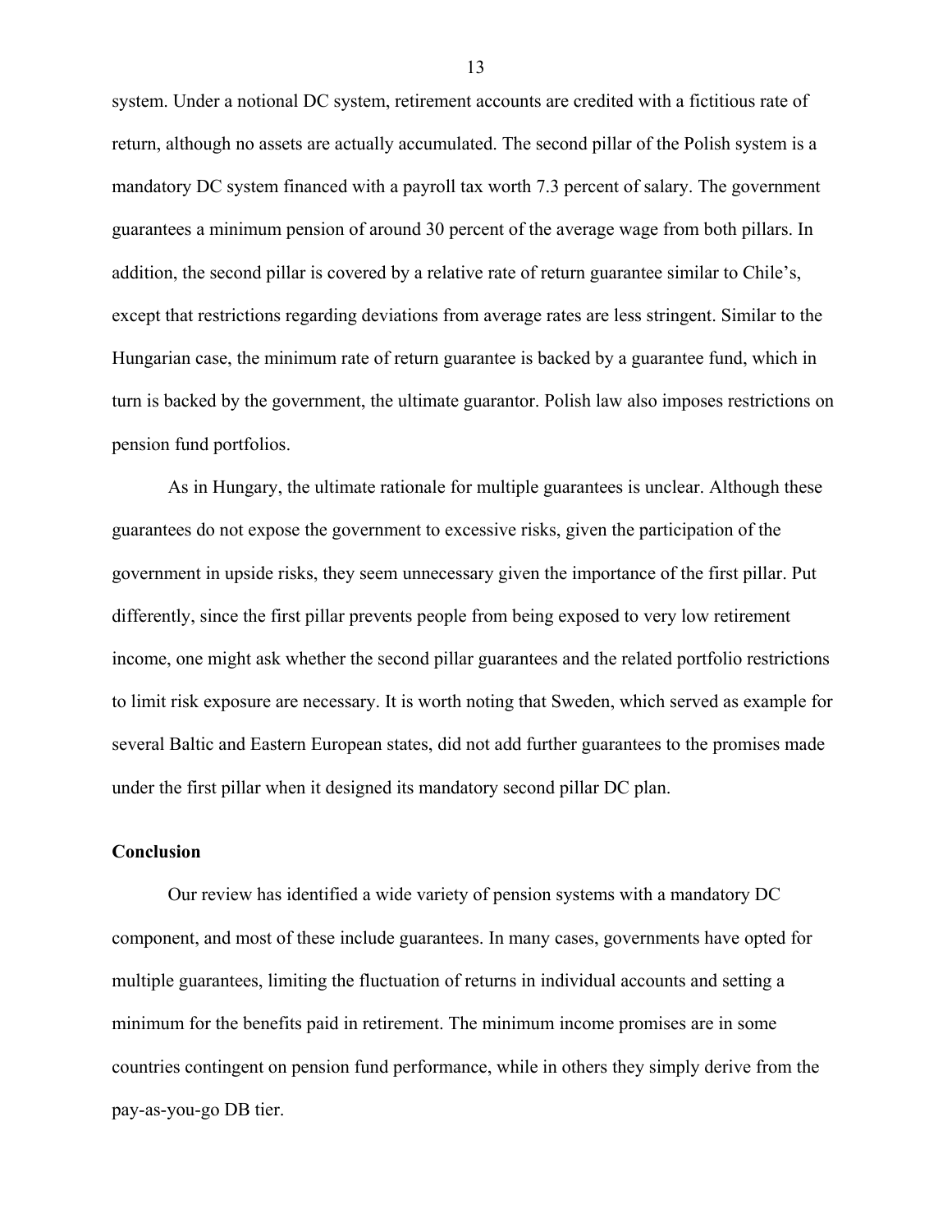system. Under a notional DC system, retirement accounts are credited with a fictitious rate of return, although no assets are actually accumulated. The second pillar of the Polish system is a mandatory DC system financed with a payroll tax worth 7.3 percent of salary. The government guarantees a minimum pension of around 30 percent of the average wage from both pillars. In addition, the second pillar is covered by a relative rate of return guarantee similar to Chile's, except that restrictions regarding deviations from average rates are less stringent. Similar to the Hungarian case, the minimum rate of return guarantee is backed by a guarantee fund, which in turn is backed by the government, the ultimate guarantor. Polish law also imposes restrictions on pension fund portfolios.

As in Hungary, the ultimate rationale for multiple guarantees is unclear. Although these guarantees do not expose the government to excessive risks, given the participation of the government in upside risks, they seem unnecessary given the importance of the first pillar. Put differently, since the first pillar prevents people from being exposed to very low retirement income, one might ask whether the second pillar guarantees and the related portfolio restrictions to limit risk exposure are necessary. It is worth noting that Sweden, which served as example for several Baltic and Eastern European states, did not add further guarantees to the promises made under the first pillar when it designed its mandatory second pillar DC plan.

## Conclusion

Our review has identified a wide variety of pension systems with a mandatory DC component, and most of these include guarantees. In many cases, governments have opted for multiple guarantees, limiting the fluctuation of returns in individual accounts and setting a minimum for the benefits paid in retirement. The minimum income promises are in some countries contingent on pension fund performance, while in others they simply derive from the pay-as-you-go DB tier.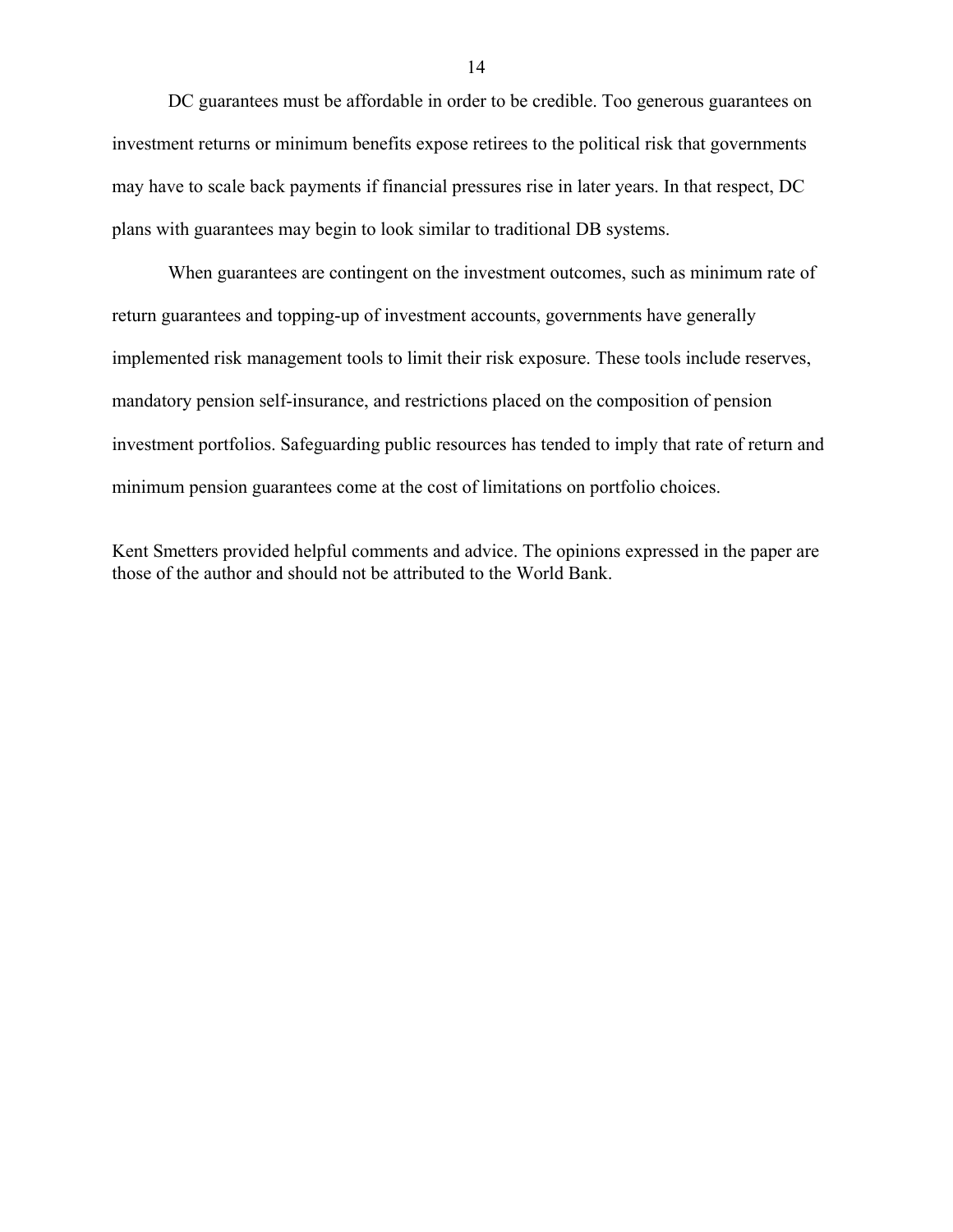DC guarantees must be affordable in order to be credible. Too generous guarantees on investment returns or minimum benefits expose retirees to the political risk that governments may have to scale back payments if financial pressures rise in later years. In that respect, DC plans with guarantees may begin to look similar to traditional DB systems.

When guarantees are contingent on the investment outcomes, such as minimum rate of return guarantees and topping-up of investment accounts, governments have generally implemented risk management tools to limit their risk exposure. These tools include reserves, mandatory pension self-insurance, and restrictions placed on the composition of pension investment portfolios. Safeguarding public resources has tended to imply that rate of return and minimum pension guarantees come at the cost of limitations on portfolio choices.

Kent Smetters provided helpful comments and advice. The opinions expressed in the paper are those of the author and should not be attributed to the World Bank.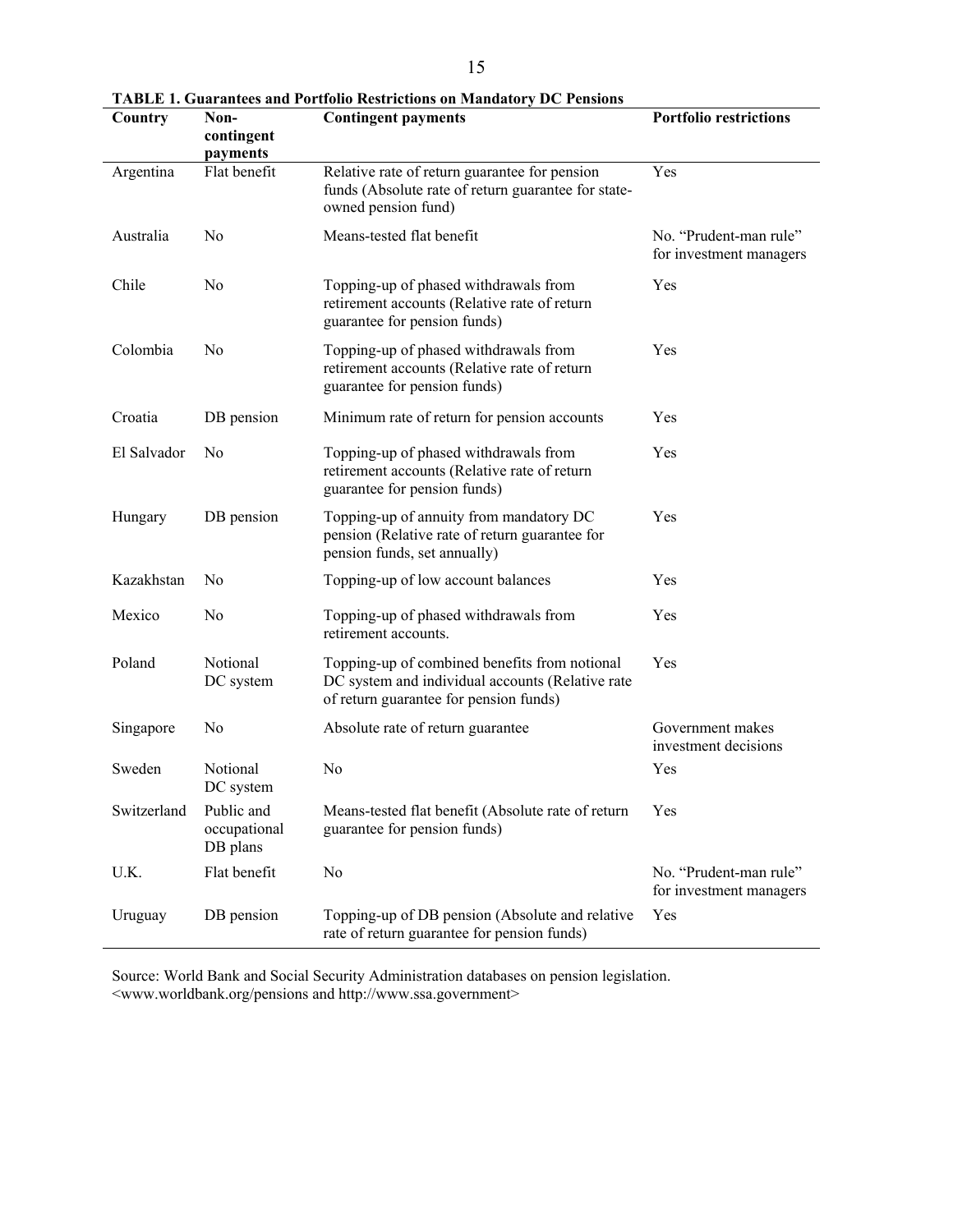**TABLE 1. Guarantees and Portfolio Restrictions on Mandatory DC Pensions**

| Country | Non-contingent payments | Contingent payments | Portfolio restrictions |
|---|---|---|---|
| Argentina | Flat benefit | Relative rate of return guarantee for pension funds (Absolute rate of return guarantee for state-owned pension fund) | Yes |
| Australia | No | Means-tested flat benefit | No. "Prudent-man rule" for investment managers |
| Chile | No | Topping-up of phased withdrawals from retirement accounts (Relative rate of return guarantee for pension funds) | Yes |
| Colombia | No | Topping-up of phased withdrawals from retirement accounts (Relative rate of return guarantee for pension funds) | Yes |
| Croatia | DB pension | Minimum rate of return for pension accounts | Yes |
| El Salvador | No | Topping-up of phased withdrawals from retirement accounts (Relative rate of return guarantee for pension funds) | Yes |
| Hungary | DB pension | Topping-up of annuity from mandatory DC pension (Relative rate of return guarantee for pension funds, set annually) | Yes |
| Kazakhstan | No | Topping-up of low account balances | Yes |
| Mexico | No | Topping-up of phased withdrawals from retirement accounts. | Yes |
| Poland | Notional DC system | Topping-up of combined benefits from notional DC system and individual accounts (Relative rate of return guarantee for pension funds) | Yes |
| Singapore | No | Absolute rate of return guarantee | Government makes investment decisions |
| Sweden | Notional DC system | No | Yes |
| Switzerland | Public and occupational DB plans | Means-tested flat benefit (Absolute rate of return guarantee for pension funds) | Yes |
| U.K. | Flat benefit | No | No. "Prudent-man rule" for investment managers |
| Uruguay | DB pension | Topping-up of DB pension (Absolute and relative rate of return guarantee for pension funds) | Yes |

Source: World Bank and Social Security Administration databases on pension legislation. <www.worldbank.org/pensions and http://www.ssa.government>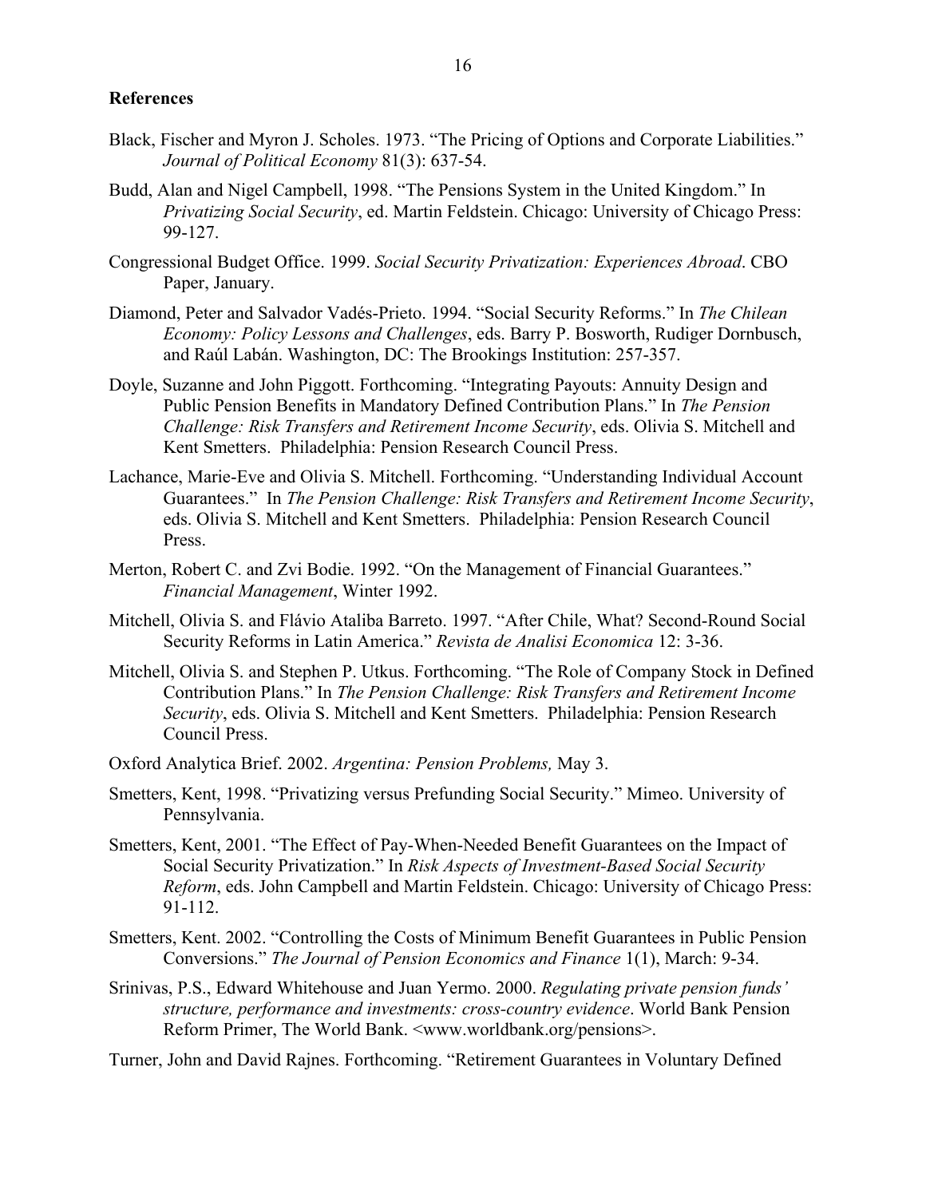**References**

Black, Fischer and Myron J. Scholes. 1973. "The Pricing of Options and Corporate Liabilities." *Journal of Political Economy* 81(3): 637-54.

Budd, Alan and Nigel Campbell, 1998. "The Pensions System in the United Kingdom." In *Privatizing Social Security*, ed. Martin Feldstein. Chicago: University of Chicago Press: 99-127.

Congressional Budget Office. 1999. *Social Security Privatization: Experiences Abroad*. CBO Paper, January.

Diamond, Peter and Salvador Vadés-Prieto. 1994. "Social Security Reforms." In *The Chilean Economy: Policy Lessons and Challenges*, eds. Barry P. Bosworth, Rudiger Dornbusch, and Raúl Labán. Washington, DC: The Brookings Institution: 257-357.

Doyle, Suzanne and John Piggott. Forthcoming. "Integrating Payouts: Annuity Design and Public Pension Benefits in Mandatory Defined Contribution Plans." In *The Pension Challenge: Risk Transfers and Retirement Income Security*, eds. Olivia S. Mitchell and Kent Smetters. Philadelphia: Pension Research Council Press.

Lachance, Marie-Eve and Olivia S. Mitchell. Forthcoming. "Understanding Individual Account Guarantees." In *The Pension Challenge: Risk Transfers and Retirement Income Security*, eds. Olivia S. Mitchell and Kent Smetters. Philadelphia: Pension Research Council Press.

Merton, Robert C. and Zvi Bodie. 1992. "On the Management of Financial Guarantees." *Financial Management*, Winter 1992.

Mitchell, Olivia S. and Flávio Ataliba Barreto. 1997. "After Chile, What? Second-Round Social Security Reforms in Latin America." *Revista de Analisi Economica* 12: 3-36.

Mitchell, Olivia S. and Stephen P. Utkus. Forthcoming. "The Role of Company Stock in Defined Contribution Plans." In *The Pension Challenge: Risk Transfers and Retirement Income Security*, eds. Olivia S. Mitchell and Kent Smetters. Philadelphia: Pension Research Council Press.

Oxford Analytica Brief. 2002. *Argentina: Pension Problems,* May 3.

Smetters, Kent, 1998. "Privatizing versus Prefunding Social Security." Mimeo. University of Pennsylvania.

Smetters, Kent, 2001. "The Effect of Pay-When-Needed Benefit Guarantees on the Impact of Social Security Privatization." In *Risk Aspects of Investment-Based Social Security Reform*, eds. John Campbell and Martin Feldstein. Chicago: University of Chicago Press: 91-112.

Smetters, Kent. 2002. "Controlling the Costs of Minimum Benefit Guarantees in Public Pension Conversions." *The Journal of Pension Economics and Finance* 1(1), March: 9-34.

Srinivas, P.S., Edward Whitehouse and Juan Yermo. 2000. *Regulating private pension funds' structure, performance and investments: cross-country evidence*. World Bank Pension Reform Primer, The World Bank. <www.worldbank.org/pensions>.

Turner, John and David Rajnes. Forthcoming. "Retirement Guarantees in Voluntary Defined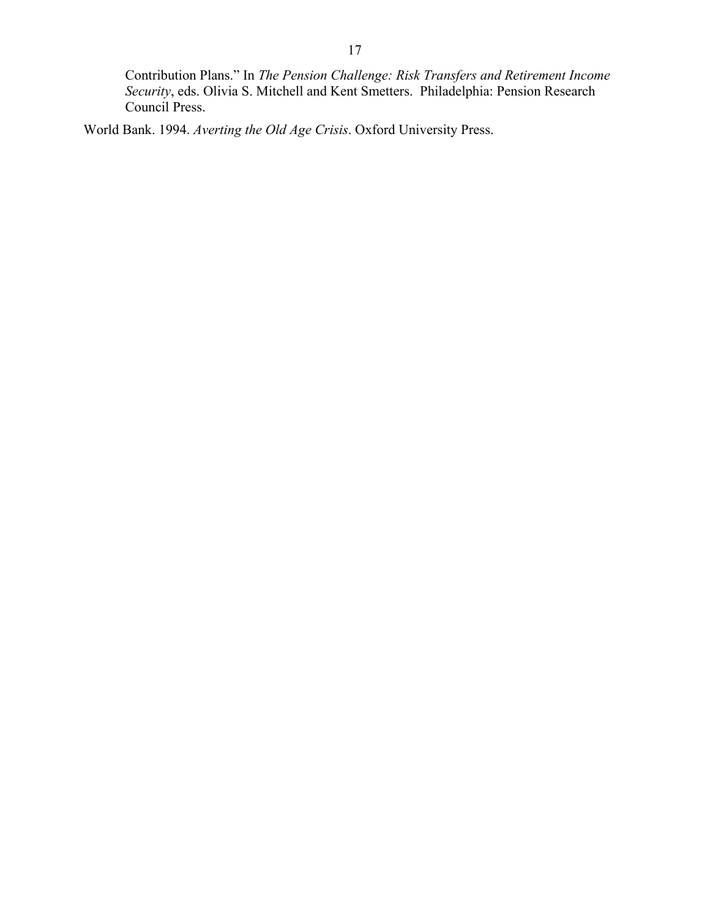Contribution Plans." In *The Pension Challenge: Risk Transfers and Retirement Income Security*, eds. Olivia S. Mitchell and Kent Smetters. Philadelphia: Pension Research Council Press.

World Bank. 1994. *Averting the Old Age Crisis*. Oxford University Press.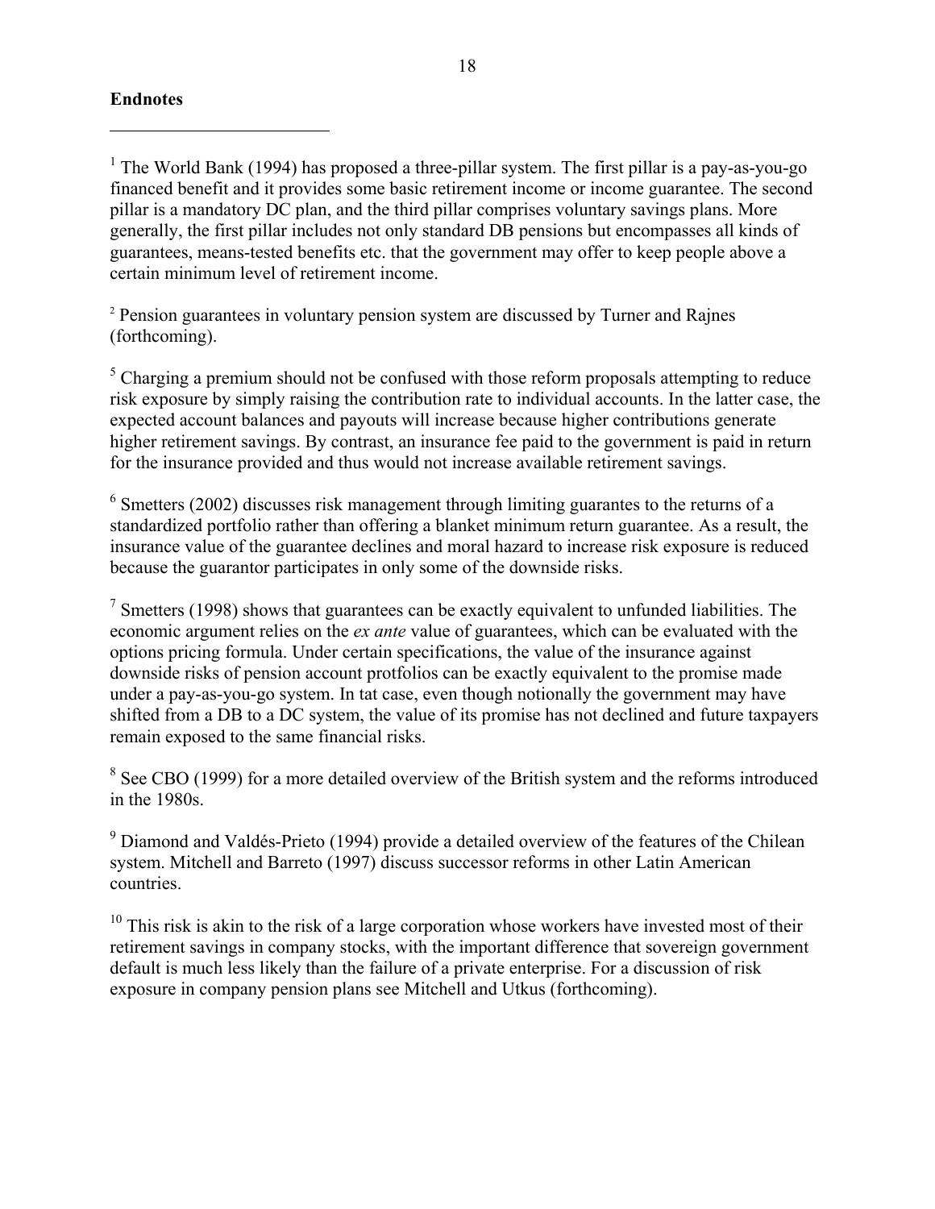**Endnotes**

[1] The World Bank (1994) has proposed a three-pillar system. The first pillar is a pay-as-you-go financed benefit and it provides some basic retirement income or income guarantee. The second pillar is a mandatory DC plan, and the third pillar comprises voluntary savings plans. More generally, the first pillar includes not only standard DB pensions but encompasses all kinds of guarantees, means-tested benefits etc. that the government may offer to keep people above a certain minimum level of retirement income.

[2] Pension guarantees in voluntary pension system are discussed by Turner and Rajnes (forthcoming).

[5] Charging a premium should not be confused with those reform proposals attempting to reduce risk exposure by simply raising the contribution rate to individual accounts. In the latter case, the expected account balances and payouts will increase because higher contributions generate higher retirement savings. By contrast, an insurance fee paid to the government is paid in return for the insurance provided and thus would not increase available retirement savings.

[6] Smetters (2002) discusses risk management through limiting guarantes to the returns of a standardized portfolio rather than offering a blanket minimum return guarantee. As a result, the insurance value of the guarantee declines and moral hazard to increase risk exposure is reduced because the guarantor participates in only some of the downside risks.

[7] Smetters (1998) shows that guarantees can be exactly equivalent to unfunded liabilities. The economic argument relies on the *ex ante* value of guarantees, which can be evaluated with the options pricing formula. Under certain specifications, the value of the insurance against downside risks of pension account protfolios can be exactly equivalent to the promise made under a pay-as-you-go system. In tat case, even though notionally the government may have shifted from a DB to a DC system, the value of its promise has not declined and future taxpayers remain exposed to the same financial risks.

[8] See CBO (1999) for a more detailed overview of the British system and the reforms introduced in the 1980s.

[9] Diamond and Valdés-Prieto (1994) provide a detailed overview of the features of the Chilean system. Mitchell and Barreto (1997) discuss successor reforms in other Latin American countries.

[10] This risk is akin to the risk of a large corporation whose workers have invested most of their retirement savings in company stocks, with the important difference that sovereign government default is much less likely than the failure of a private enterprise. For a discussion of risk exposure in company pension plans see Mitchell and Utkus (forthcoming).